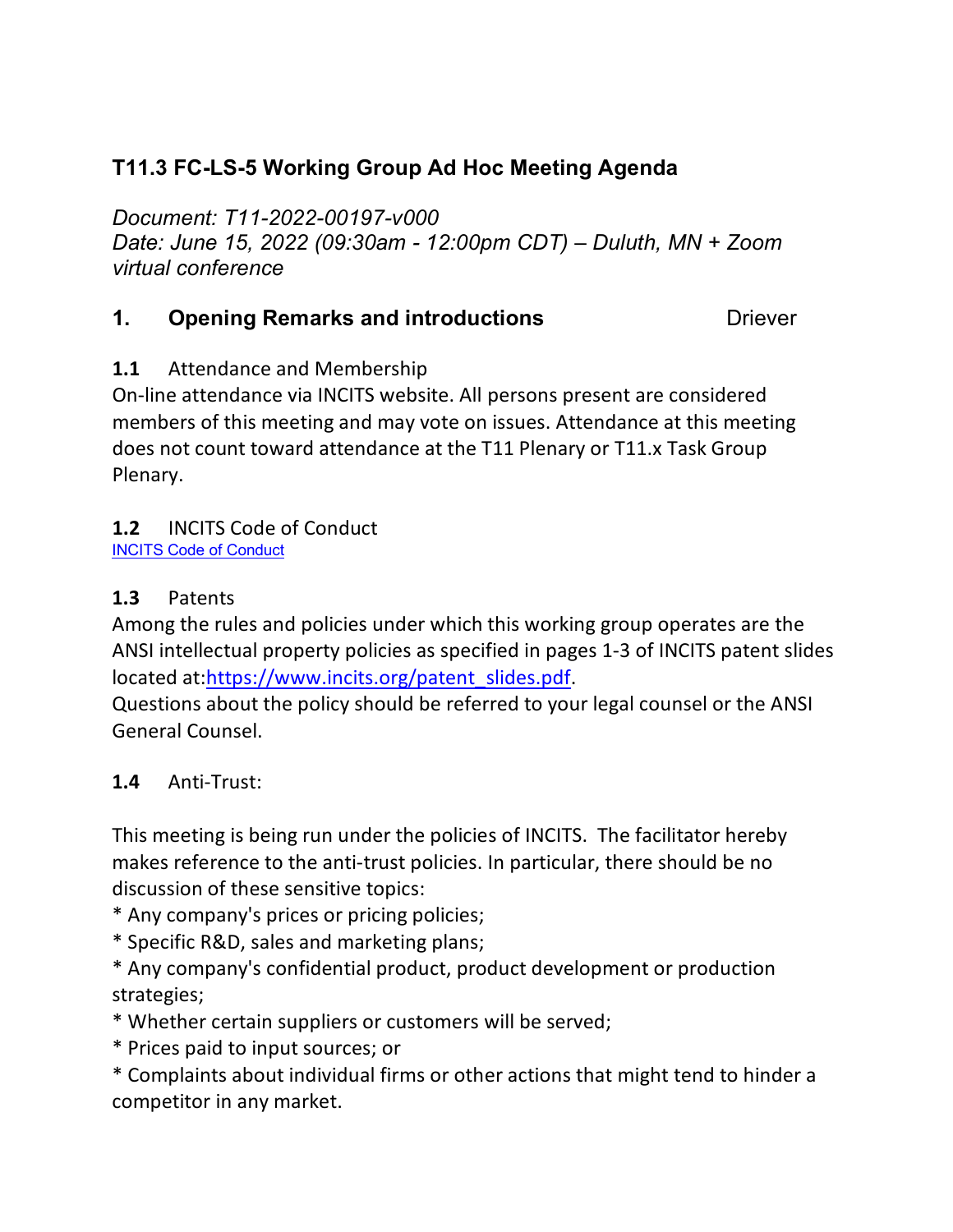# T11.3 FC-LS-5 Working Group Ad Hoc Meeting Agenda

*Document: T11-2022-00197-v000*
*Date: June 15, 2022 (09:30am - 12:00pm CDT) – Duluth, MN + Zoom virtual conference*

## 1. Opening Remarks and introductions — Driever

**1.1** Attendance and Membership

On-line attendance via INCITS website. All persons present are considered members of this meeting and may vote on issues. Attendance at this meeting does not count toward attendance at the T11 Plenary or T11.x Task Group Plenary.

**1.2** INCITS Code of Conduct

[INCITS Code of Conduct]

**1.3** Patents

Among the rules and policies under which this working group operates are the ANSI intellectual property policies as specified in pages 1-3 of INCITS patent slides located at:https://www.incits.org/patent_slides.pdf.

Questions about the policy should be referred to your legal counsel or the ANSI General Counsel.

**1.4** Anti-Trust:

This meeting is being run under the policies of INCITS. The facilitator hereby makes reference to the anti-trust policies. In particular, there should be no discussion of these sensitive topics:

* Any company's prices or pricing policies;
* Specific R&D, sales and marketing plans;
* Any company's confidential product, product development or production strategies;
* Whether certain suppliers or customers will be served;
* Prices paid to input sources; or
* Complaints about individual firms or other actions that might tend to hinder a competitor in any market.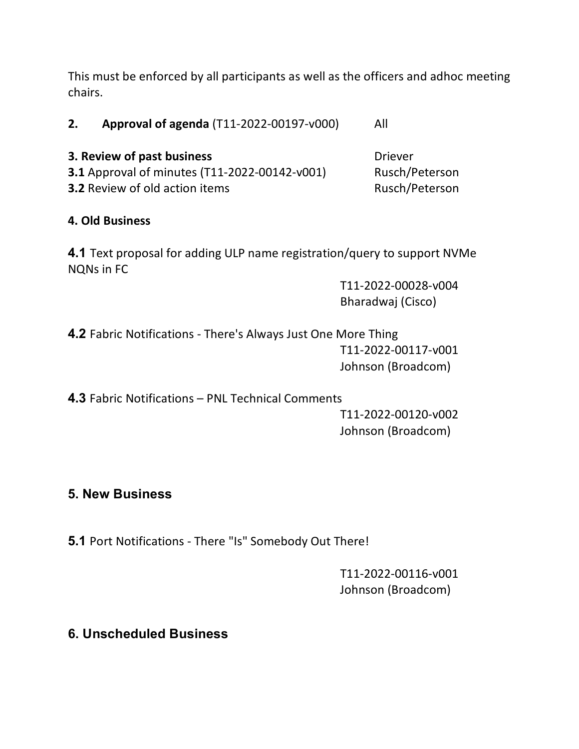This must be enforced by all participants as well as the officers and adhoc meeting chairs.

**2. Approval of agenda** (T11-2022-00197-v000) All

**3. Review of past business** Driever

**3.1** Approval of minutes (T11-2022-00142-v001) Rusch/Peterson

**3.2** Review of old action items Rusch/Peterson

**4. Old Business**

**4.1** Text proposal for adding ULP name registration/query to support NVMe NQNs in FC

T11-2022-00028-v004
Bharadwaj (Cisco)

**4.2** Fabric Notifications - There's Always Just One More Thing

T11-2022-00117-v001
Johnson (Broadcom)

**4.3** Fabric Notifications – PNL Technical Comments

T11-2022-00120-v002
Johnson (Broadcom)

## 5. New Business

**5.1** Port Notifications - There "Is" Somebody Out There!

T11-2022-00116-v001
Johnson (Broadcom)

## 6. Unscheduled Business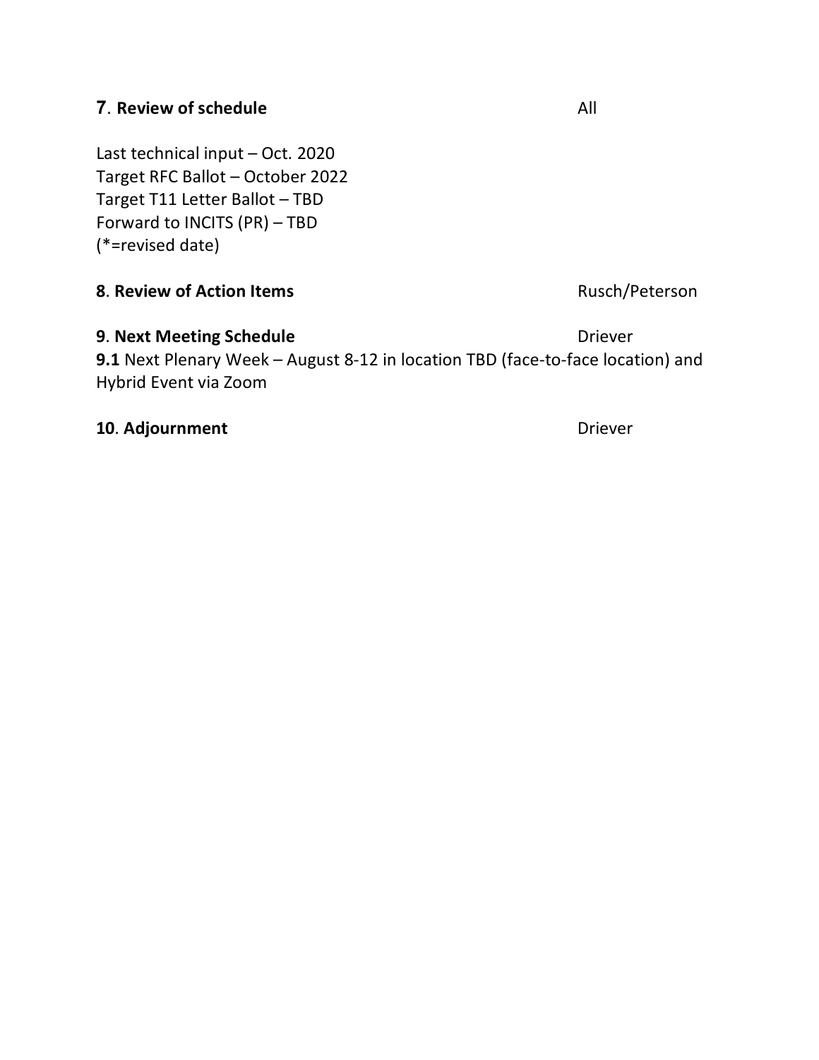**7**. **Review of schedule** All

Last technical input – Oct. 2020
Target RFC Ballot – October 2022
Target T11 Letter Ballot – TBD
Forward to INCITS (PR) – TBD
(*=revised date)

**8**. **Review of Action Items** Rusch/Peterson

**9**. **Next Meeting Schedule** Driever
**9.1** Next Plenary Week – August 8-12 in location TBD (face-to-face location) and Hybrid Event via Zoom

**10**. **Adjournment** Driever